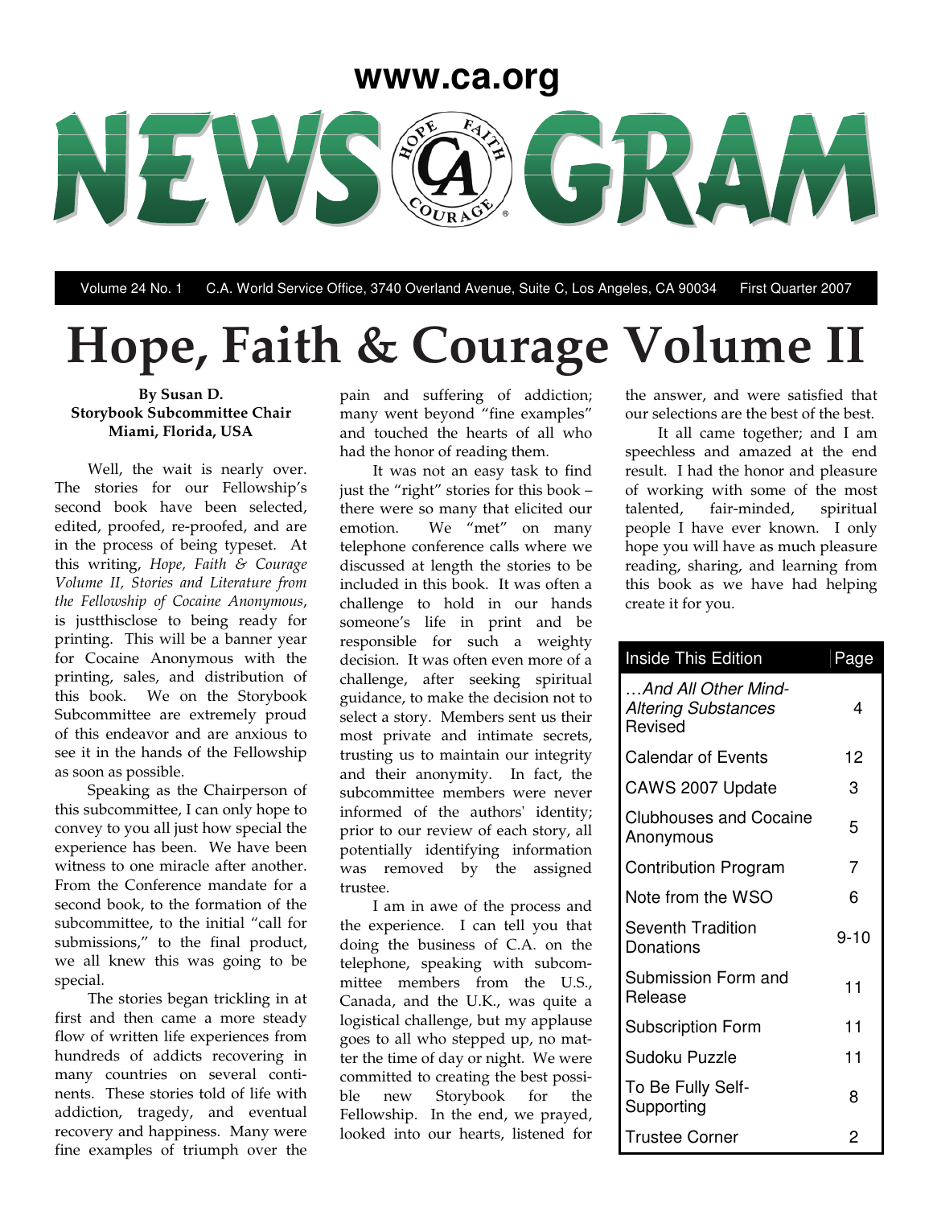www.ca.org

# NEWS GRAM

Volume 24 No. 1 C.A. World Service Office, 3740 Overland Avenue, Suite C, Los Angeles, CA 90034 First Quarter 2007

# Hope, Faith & Courage Volume II

**By Susan D.**
**Storybook Subcommittee Chair**
**Miami, Florida, USA**

Well, the wait is nearly over. The stories for our Fellowship's second book have been selected, edited, proofed, re-proofed, and are in the process of being typeset. At this writing, *Hope, Faith & Courage Volume II, Stories and Literature from the Fellowship of Cocaine Anonymous*, is justthisclose to being ready for printing. This will be a banner year for Cocaine Anonymous with the printing, sales, and distribution of this book. We on the Storybook Subcommittee are extremely proud of this endeavor and are anxious to see it in the hands of the Fellowship as soon as possible.

Speaking as the Chairperson of this subcommittee, I can only hope to convey to you all just how special the experience has been. We have been witness to one miracle after another. From the Conference mandate for a second book, to the formation of the subcommittee, to the initial "call for submissions," to the final product, we all knew this was going to be special.

The stories began trickling in at first and then came a more steady flow of written life experiences from hundreds of addicts recovering in many countries on several continents. These stories told of life with addiction, tragedy, and eventual recovery and happiness. Many were fine examples of triumph over the pain and suffering of addiction; many went beyond "fine examples" and touched the hearts of all who had the honor of reading them.

It was not an easy task to find just the "right" stories for this book – there were so many that elicited our emotion. We "met" on many telephone conference calls where we discussed at length the stories to be included in this book. It was often a challenge to hold in our hands someone's life in print and be responsible for such a weighty decision. It was often even more of a challenge, after seeking spiritual guidance, to make the decision not to select a story. Members sent us their most private and intimate secrets, trusting us to maintain our integrity and their anonymity. In fact, the subcommittee members were never informed of the authors' identity; prior to our review of each story, all potentially identifying information was removed by the assigned trustee.

I am in awe of the process and the experience. I can tell you that doing the business of C.A. on the telephone, speaking with subcommittee members from the U.S., Canada, and the U.K., was quite a logistical challenge, but my applause goes to all who stepped up, no matter the time of day or night. We were committed to creating the best possible new Storybook for the Fellowship. In the end, we prayed, looked into our hearts, listened for the answer, and were satisfied that our selections are the best of the best.

It all came together; and I am speechless and amazed at the end result. I had the honor and pleasure of working with some of the most talented, fair-minded, spiritual people I have ever known. I only hope you will have as much pleasure reading, sharing, and learning from this book as we have had helping create it for you.

| Inside This Edition | Page |
|---|---|
| *…And All Other Mind-Altering Substances* Revised | 4 |
| Calendar of Events | 12 |
| CAWS 2007 Update | 3 |
| Clubhouses and Cocaine Anonymous | 5 |
| Contribution Program | 7 |
| Note from the WSO | 6 |
| Seventh Tradition Donations | 9-10 |
| Submission Form and Release | 11 |
| Subscription Form | 11 |
| Sudoku Puzzle | 11 |
| To Be Fully Self-Supporting | 8 |
| Trustee Corner | 2 |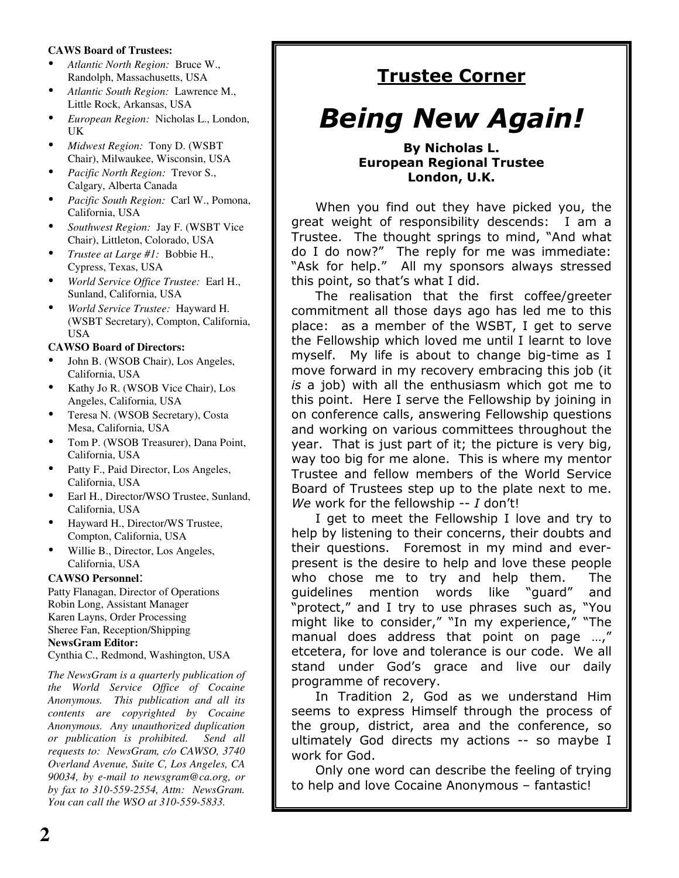**CAWS Board of Trustees:**

- *Atlantic North Region:* Bruce W., Randolph, Massachusetts, USA
- *Atlantic South Region:* Lawrence M., Little Rock, Arkansas, USA
- *European Region:* Nicholas L., London, UK
- *Midwest Region:* Tony D. (WSBT Chair), Milwaukee, Wisconsin, USA
- *Pacific North Region:* Trevor S., Calgary, Alberta Canada
- *Pacific South Region:* Carl W., Pomona, California, USA
- *Southwest Region:* Jay F. (WSBT Vice Chair), Littleton, Colorado, USA
- *Trustee at Large #1:* Bobbie H., Cypress, Texas, USA
- *World Service Office Trustee:* Earl H., Sunland, California, USA
- *World Service Trustee:* Hayward H. (WSBT Secretary), Compton, California, USA

**CAWSO Board of Directors:**

- John B. (WSOB Chair), Los Angeles, California, USA
- Kathy Jo R. (WSOB Vice Chair), Los Angeles, California, USA
- Teresa N. (WSOB Secretary), Costa Mesa, California, USA
- Tom P. (WSOB Treasurer), Dana Point, California, USA
- Patty F., Paid Director, Los Angeles, California, USA
- Earl H., Director/WSO Trustee, Sunland, California, USA
- Hayward H., Director/WS Trustee, Compton, California, USA
- Willie B., Director, Los Angeles, California, USA

**CAWSO Personnel**:

Patty Flanagan, Director of Operations
Robin Long, Assistant Manager
Karen Layns, Order Processing
Sheree Fan, Reception/Shipping

**NewsGram Editor:**

Cynthia C., Redmond, Washington, USA

*The NewsGram is a quarterly publication of the World Service Office of Cocaine Anonymous. This publication and all its contents are copyrighted by Cocaine Anonymous. Any unauthorized duplication or publication is prohibited. Send all requests to: NewsGram, c/o CAWSO, 3740 Overland Avenue, Suite C, Los Angeles, CA 90034, by e-mail to newsgram@ca.org, or by fax to 310-559-2554, Attn: NewsGram. You can call the WSO at 310-559-5833.*

## Trustee Corner

# *Being New Again!*

**By Nicholas L.**
**European Regional Trustee**
**London, U.K.**

When you find out they have picked you, the great weight of responsibility descends: I am a Trustee. The thought springs to mind, "And what do I do now?" The reply for me was immediate: "Ask for help." All my sponsors always stressed this point, so that's what I did.

The realisation that the first coffee/greeter commitment all those days ago has led me to this place: as a member of the WSBT, I get to serve the Fellowship which loved me until I learnt to love myself. My life is about to change big-time as I move forward in my recovery embracing this job (it *is* a job) with all the enthusiasm which got me to this point. Here I serve the Fellowship by joining in on conference calls, answering Fellowship questions and working on various committees throughout the year. That is just part of it; the picture is very big, way too big for me alone. This is where my mentor Trustee and fellow members of the World Service Board of Trustees step up to the plate next to me. *We* work for the fellowship -- *I* don't!

I get to meet the Fellowship I love and try to help by listening to their concerns, their doubts and their questions. Foremost in my mind and ever-present is the desire to help and love these people who chose me to try and help them. The guidelines mention words like "guard" and "protect," and I try to use phrases such as, "You might like to consider," "In my experience," "The manual does address that point on page …," etcetera, for love and tolerance is our code. We all stand under God's grace and live our daily programme of recovery.

In Tradition 2, God as we understand Him seems to express Himself through the process of the group, district, area and the conference, so ultimately God directs my actions -- so maybe I work for God.

Only one word can describe the feeling of trying to help and love Cocaine Anonymous – fantastic!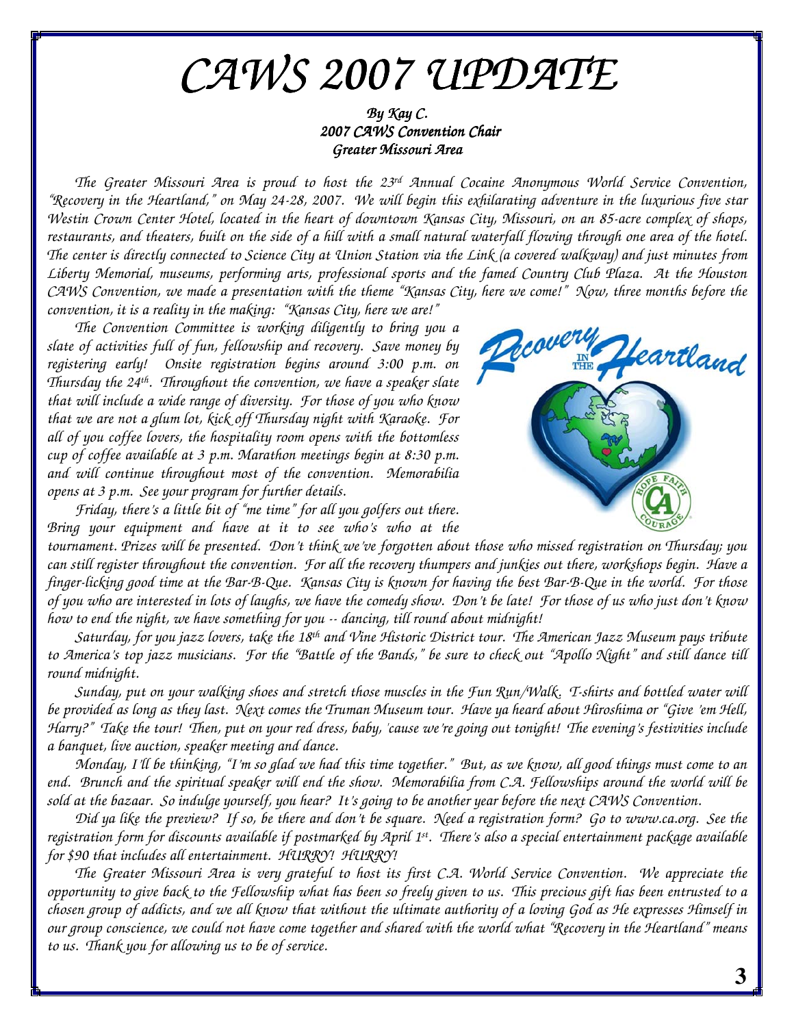# CAWS 2007 UPDATE

*By Kay C.*
*2007 CAWS Convention Chair*
*Greater Missouri Area*

*The Greater Missouri Area is proud to host the 23rd Annual Cocaine Anonymous World Service Convention, "Recovery in the Heartland," on May 24-28, 2007. We will begin this exhilarating adventure in the luxurious five star Westin Crown Center Hotel, located in the heart of downtown Kansas City, Missouri, on an 85-acre complex of shops, restaurants, and theaters, built on the side of a hill with a small natural waterfall flowing through one area of the hotel. The center is directly connected to Science City at Union Station via the Link (a covered walkway) and just minutes from Liberty Memorial, museums, performing arts, professional sports and the famed Country Club Plaza. At the Houston CAWS Convention, we made a presentation with the theme "Kansas City, here we come!" Now, three months before the convention, it is a reality in the making: "Kansas City, here we are!"*

*The Convention Committee is working diligently to bring you a slate of activities full of fun, fellowship and recovery. Save money by registering early! Onsite registration begins around 3:00 p.m. on Thursday the 24th. Throughout the convention, we have a speaker slate that will include a wide range of diversity. For those of you who know that we are not a glum lot, kick off Thursday night with Karaoke. For all of you coffee lovers, the hospitality room opens with the bottomless cup of coffee available at 3 p.m. Marathon meetings begin at 8:30 p.m. and will continue throughout most of the convention. Memorabilia opens at 3 p.m. See your program for further details.*

*Friday, there's a little bit of "me time" for all you golfers out there. Bring your equipment and have at it to see who's who at the tournament. Prizes will be presented. Don't think we've forgotten about those who missed registration on Thursday; you can still register throughout the convention. For all the recovery thumpers and junkies out there, workshops begin. Have a finger-licking good time at the Bar-B-Que. Kansas City is known for having the best Bar-B-Que in the world. For those of you who are interested in lots of laughs, we have the comedy show. Don't be late! For those of us who just don't know how to end the night, we have something for you -- dancing, till round about midnight!*

*Saturday, for you jazz lovers, take the 18th and Vine Historic District tour. The American Jazz Museum pays tribute to America's top jazz musicians. For the "Battle of the Bands," be sure to check out "Apollo Night" and still dance till round midnight.*

*Sunday, put on your walking shoes and stretch those muscles in the Fun Run/Walk. T-shirts and bottled water will be provided as long as they last. Next comes the Truman Museum tour. Have ya heard about Hiroshima or "Give 'em Hell, Harry?" Take the tour! Then, put on your red dress, baby, 'cause we're going out tonight! The evening's festivities include a banquet, live auction, speaker meeting and dance.*

*Monday, I'll be thinking, "I'm so glad we had this time together." But, as we know, all good things must come to an end. Brunch and the spiritual speaker will end the show. Memorabilia from C.A. Fellowships around the world will be sold at the bazaar. So indulge yourself, you hear? It's going to be another year before the next CAWS Convention.*

*Did ya like the preview? If so, be there and don't be square. Need a registration form? Go to www.ca.org. See the registration form for discounts available if postmarked by April 1st. There's also a special entertainment package available for $90 that includes all entertainment. HURRY! HURRY!*

*The Greater Missouri Area is very grateful to host its first C.A. World Service Convention. We appreciate the opportunity to give back to the Fellowship what has been so freely given to us. This precious gift has been entrusted to a chosen group of addicts, and we all know that without the ultimate authority of a loving God as He expresses Himself in our group conscience, we could not have come together and shared with the world what "Recovery in the Heartland" means to us. Thank you for allowing us to be of service.*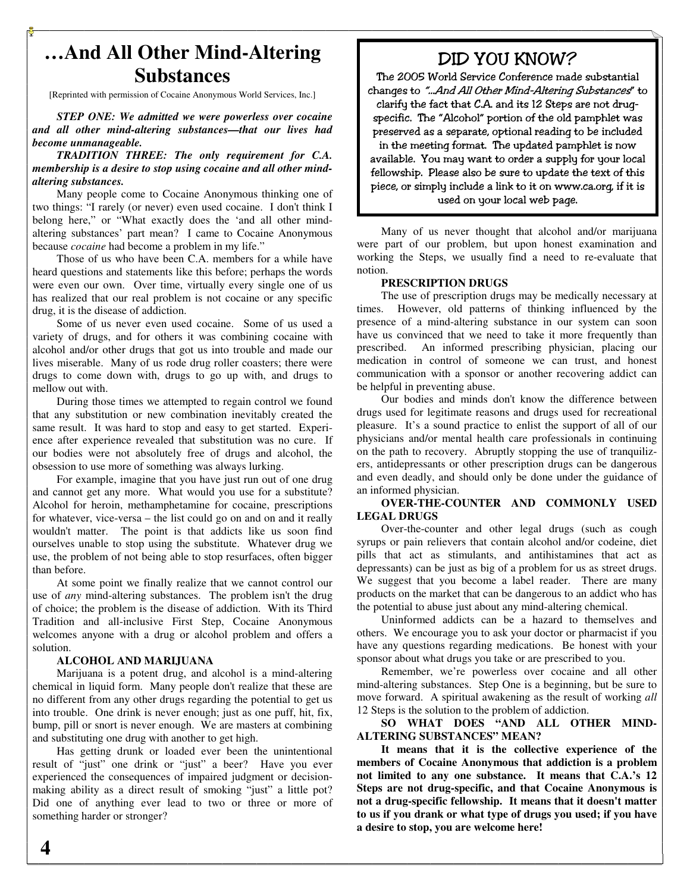# …And All Other Mind-Altering Substances

[Reprinted with permission of Cocaine Anonymous World Services, Inc.]

***STEP ONE: We admitted we were powerless over cocaine and all other mind-altering substances—that our lives had become unmanageable.***

***TRADITION THREE: The only requirement for C.A. membership is a desire to stop using cocaine and all other mind-altering substances.***

Many people come to Cocaine Anonymous thinking one of two things: "I rarely (or never) even used cocaine. I don't think I belong here," or "What exactly does the 'and all other mind-altering substances' part mean? I came to Cocaine Anonymous because *cocaine* had become a problem in my life."

Those of us who have been C.A. members for a while have heard questions and statements like this before; perhaps the words were even our own. Over time, virtually every single one of us has realized that our real problem is not cocaine or any specific drug, it is the disease of addiction.

Some of us never even used cocaine. Some of us used a variety of drugs, and for others it was combining cocaine with alcohol and/or other drugs that got us into trouble and made our lives miserable. Many of us rode drug roller coasters; there were drugs to come down with, drugs to go up with, and drugs to mellow out with.

During those times we attempted to regain control we found that any substitution or new combination inevitably created the same result. It was hard to stop and easy to get started. Experience after experience revealed that substitution was no cure. If our bodies were not absolutely free of drugs and alcohol, the obsession to use more of something was always lurking.

For example, imagine that you have just run out of one drug and cannot get any more. What would you use for a substitute? Alcohol for heroin, methamphetamine for cocaine, prescriptions for whatever, vice-versa – the list could go on and on and it really wouldn't matter. The point is that addicts like us soon find ourselves unable to stop using the substitute. Whatever drug we use, the problem of not being able to stop resurfaces, often bigger than before.

At some point we finally realize that we cannot control our use of *any* mind-altering substances. The problem isn't the drug of choice; the problem is the disease of addiction. With its Third Tradition and all-inclusive First Step, Cocaine Anonymous welcomes anyone with a drug or alcohol problem and offers a solution.

**ALCOHOL AND MARIJUANA**

Marijuana is a potent drug, and alcohol is a mind-altering chemical in liquid form. Many people don't realize that these are no different from any other drugs regarding the potential to get us into trouble. One drink is never enough; just as one puff, hit, fix, bump, pill or snort is never enough. We are masters at combining and substituting one drug with another to get high.

Has getting drunk or loaded ever been the unintentional result of "just" one drink or "just" a beer? Have you ever experienced the consequences of impaired judgment or decision-making ability as a direct result of smoking "just" a little pot? Did one of anything ever lead to two or three or more of something harder or stronger?

## DID YOU KNOW?

The 2005 World Service Conference made substantial changes to *"…And All Other Mind-Altering Substances"* to clarify the fact that C.A. and its 12 Steps are not drug-specific. The "Alcohol" portion of the old pamphlet was preserved as a separate, optional reading to be included in the meeting format. The updated pamphlet is now available. You may want to order a supply for your local fellowship. Please also be sure to update the text of this piece, or simply include a link to it on www.ca.org, if it is used on your local web page.

Many of us never thought that alcohol and/or marijuana were part of our problem, but upon honest examination and working the Steps, we usually find a need to re-evaluate that notion.

**PRESCRIPTION DRUGS**

The use of prescription drugs may be medically necessary at times. However, old patterns of thinking influenced by the presence of a mind-altering substance in our system can soon have us convinced that we need to take it more frequently than prescribed. An informed prescribing physician, placing our medication in control of someone we can trust, and honest communication with a sponsor or another recovering addict can be helpful in preventing abuse.

Our bodies and minds don't know the difference between drugs used for legitimate reasons and drugs used for recreational pleasure. It's a sound practice to enlist the support of all of our physicians and/or mental health care professionals in continuing on the path to recovery. Abruptly stopping the use of tranquilizers, antidepressants or other prescription drugs can be dangerous and even deadly, and should only be done under the guidance of an informed physician.

**OVER-THE-COUNTER AND COMMONLY USED LEGAL DRUGS**

Over-the-counter and other legal drugs (such as cough syrups or pain relievers that contain alcohol and/or codeine, diet pills that act as stimulants, and antihistamines that act as depressants) can be just as big of a problem for us as street drugs. We suggest that you become a label reader. There are many products on the market that can be dangerous to an addict who has the potential to abuse just about any mind-altering chemical.

Uninformed addicts can be a hazard to themselves and others. We encourage you to ask your doctor or pharmacist if you have any questions regarding medications. Be honest with your sponsor about what drugs you take or are prescribed to you.

Remember, we're powerless over cocaine and all other mind-altering substances. Step One is a beginning, but be sure to move forward. A spiritual awakening as the result of working *all* 12 Steps is the solution to the problem of addiction.

**SO WHAT DOES "AND ALL OTHER MIND-ALTERING SUBSTANCES" MEAN?**

**It means that it is the collective experience of the members of Cocaine Anonymous that addiction is a problem not limited to any one substance. It means that C.A.'s 12 Steps are not drug-specific, and that Cocaine Anonymous is not a drug-specific fellowship. It means that it doesn't matter to us if you drank or what type of drugs you used; if you have a desire to stop, you are welcome here!**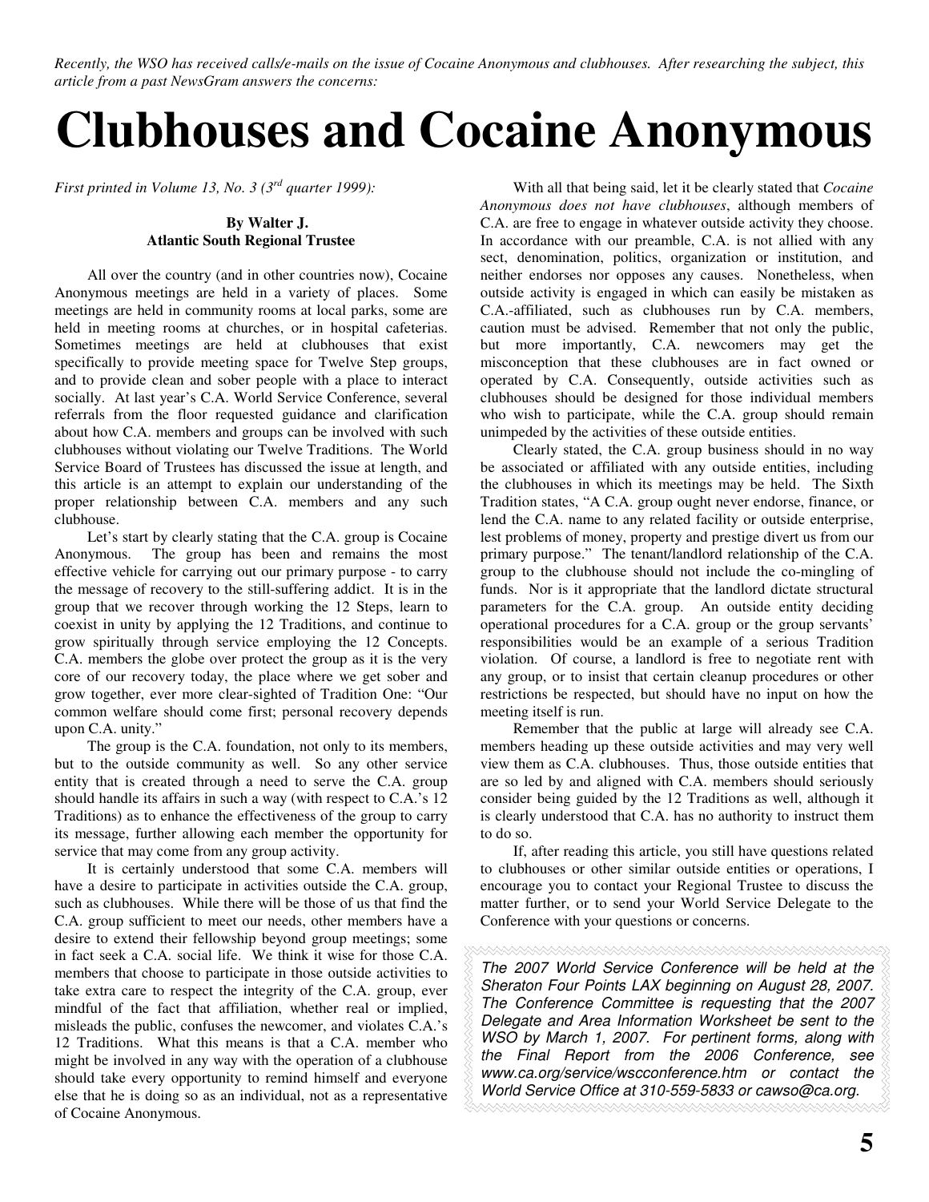*Recently, the WSO has received calls/e-mails on the issue of Cocaine Anonymous and clubhouses. After researching the subject, this article from a past NewsGram answers the concerns:*

# Clubhouses and Cocaine Anonymous

*First printed in Volume 13, No. 3 (3rd quarter 1999):*

**By Walter J.**
**Atlantic South Regional Trustee**

All over the country (and in other countries now), Cocaine Anonymous meetings are held in a variety of places. Some meetings are held in community rooms at local parks, some are held in meeting rooms at churches, or in hospital cafeterias. Sometimes meetings are held at clubhouses that exist specifically to provide meeting space for Twelve Step groups, and to provide clean and sober people with a place to interact socially. At last year's C.A. World Service Conference, several referrals from the floor requested guidance and clarification about how C.A. members and groups can be involved with such clubhouses without violating our Twelve Traditions. The World Service Board of Trustees has discussed the issue at length, and this article is an attempt to explain our understanding of the proper relationship between C.A. members and any such clubhouse.

Let's start by clearly stating that the C.A. group is Cocaine Anonymous. The group has been and remains the most effective vehicle for carrying out our primary purpose - to carry the message of recovery to the still-suffering addict. It is in the group that we recover through working the 12 Steps, learn to coexist in unity by applying the 12 Traditions, and continue to grow spiritually through service employing the 12 Concepts. C.A. members the globe over protect the group as it is the very core of our recovery today, the place where we get sober and grow together, ever more clear-sighted of Tradition One: "Our common welfare should come first; personal recovery depends upon C.A. unity."

The group is the C.A. foundation, not only to its members, but to the outside community as well. So any other service entity that is created through a need to serve the C.A. group should handle its affairs in such a way (with respect to C.A.'s 12 Traditions) as to enhance the effectiveness of the group to carry its message, further allowing each member the opportunity for service that may come from any group activity.

It is certainly understood that some C.A. members will have a desire to participate in activities outside the C.A. group, such as clubhouses. While there will be those of us that find the C.A. group sufficient to meet our needs, other members have a desire to extend their fellowship beyond group meetings; some in fact seek a C.A. social life. We think it wise for those C.A. members that choose to participate in those outside activities to take extra care to respect the integrity of the C.A. group, ever mindful of the fact that affiliation, whether real or implied, misleads the public, confuses the newcomer, and violates C.A.'s 12 Traditions. What this means is that a C.A. member who might be involved in any way with the operation of a clubhouse should take every opportunity to remind himself and everyone else that he is doing so as an individual, not as a representative of Cocaine Anonymous.

With all that being said, let it be clearly stated that *Cocaine Anonymous does not have clubhouses*, although members of C.A. are free to engage in whatever outside activity they choose. In accordance with our preamble, C.A. is not allied with any sect, denomination, politics, organization or institution, and neither endorses nor opposes any causes. Nonetheless, when outside activity is engaged in which can easily be mistaken as C.A.-affiliated, such as clubhouses run by C.A. members, caution must be advised. Remember that not only the public, but more importantly, C.A. newcomers may get the misconception that these clubhouses are in fact owned or operated by C.A. Consequently, outside activities such as clubhouses should be designed for those individual members who wish to participate, while the C.A. group should remain unimpeded by the activities of these outside entities.

Clearly stated, the C.A. group business should in no way be associated or affiliated with any outside entities, including the clubhouses in which its meetings may be held. The Sixth Tradition states, "A C.A. group ought never endorse, finance, or lend the C.A. name to any related facility or outside enterprise, lest problems of money, property and prestige divert us from our primary purpose." The tenant/landlord relationship of the C.A. group to the clubhouse should not include the co-mingling of funds. Nor is it appropriate that the landlord dictate structural parameters for the C.A. group. An outside entity deciding operational procedures for a C.A. group or the group servants' responsibilities would be an example of a serious Tradition violation. Of course, a landlord is free to negotiate rent with any group, or to insist that certain cleanup procedures or other restrictions be respected, but should have no input on how the meeting itself is run.

Remember that the public at large will already see C.A. members heading up these outside activities and may very well view them as C.A. clubhouses. Thus, those outside entities that are so led by and aligned with C.A. members should seriously consider being guided by the 12 Traditions as well, although it is clearly understood that C.A. has no authority to instruct them to do so.

If, after reading this article, you still have questions related to clubhouses or other similar outside entities or operations, I encourage you to contact your Regional Trustee to discuss the matter further, or to send your World Service Delegate to the Conference with your questions or concerns.

*The 2007 World Service Conference will be held at the Sheraton Four Points LAX beginning on August 28, 2007. The Conference Committee is requesting that the 2007 Delegate and Area Information Worksheet be sent to the WSO by March 1, 2007. For pertinent forms, along with the Final Report from the 2006 Conference, see www.ca.org/service/wscconference.htm or contact the World Service Office at 310-559-5833 or cawso@ca.org.*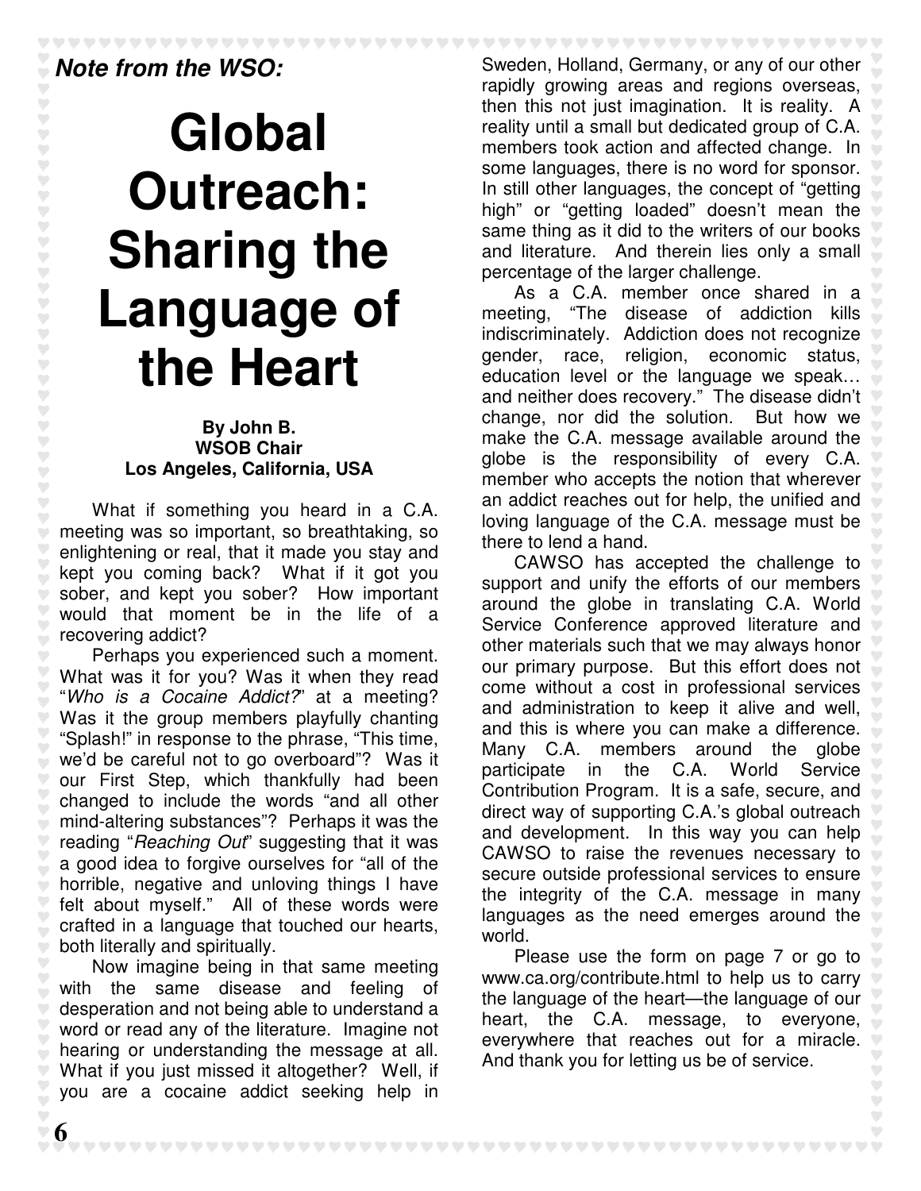***Note from the WSO:***

# Global Outreach: Sharing the Language of the Heart

**By John B.**
**WSOB Chair**
**Los Angeles, California, USA**

What if something you heard in a C.A. meeting was so important, so breathtaking, so enlightening or real, that it made you stay and kept you coming back? What if it got you sober, and kept you sober? How important would that moment be in the life of a recovering addict?

Perhaps you experienced such a moment. What was it for you? Was it when they read "*Who is a Cocaine Addict?*" at a meeting? Was it the group members playfully chanting "Splash!" in response to the phrase, "This time, we'd be careful not to go overboard"? Was it our First Step, which thankfully had been changed to include the words "and all other mind-altering substances"? Perhaps it was the reading "*Reaching Out*" suggesting that it was a good idea to forgive ourselves for "all of the horrible, negative and unloving things I have felt about myself." All of these words were crafted in a language that touched our hearts, both literally and spiritually.

Now imagine being in that same meeting with the same disease and feeling of desperation and not being able to understand a word or read any of the literature. Imagine not hearing or understanding the message at all. What if you just missed it altogether? Well, if you are a cocaine addict seeking help in Sweden, Holland, Germany, or any of our other rapidly growing areas and regions overseas, then this not just imagination. It is reality. A reality until a small but dedicated group of C.A. members took action and affected change. In some languages, there is no word for sponsor. In still other languages, the concept of "getting high" or "getting loaded" doesn't mean the same thing as it did to the writers of our books and literature. And therein lies only a small percentage of the larger challenge.

As a C.A. member once shared in a meeting, "The disease of addiction kills indiscriminately. Addiction does not recognize gender, race, religion, economic status, education level or the language we speak… and neither does recovery." The disease didn't change, nor did the solution. But how we make the C.A. message available around the globe is the responsibility of every C.A. member who accepts the notion that wherever an addict reaches out for help, the unified and loving language of the C.A. message must be there to lend a hand.

CAWSO has accepted the challenge to support and unify the efforts of our members around the globe in translating C.A. World Service Conference approved literature and other materials such that we may always honor our primary purpose. But this effort does not come without a cost in professional services and administration to keep it alive and well, and this is where you can make a difference. Many C.A. members around the globe participate in the C.A. World Service Contribution Program. It is a safe, secure, and direct way of supporting C.A.'s global outreach and development. In this way you can help CAWSO to raise the revenues necessary to secure outside professional services to ensure the integrity of the C.A. message in many languages as the need emerges around the world.

Please use the form on page 7 or go to www.ca.org/contribute.html to help us to carry the language of the heart—the language of our heart, the C.A. message, to everyone, everywhere that reaches out for a miracle. And thank you for letting us be of service.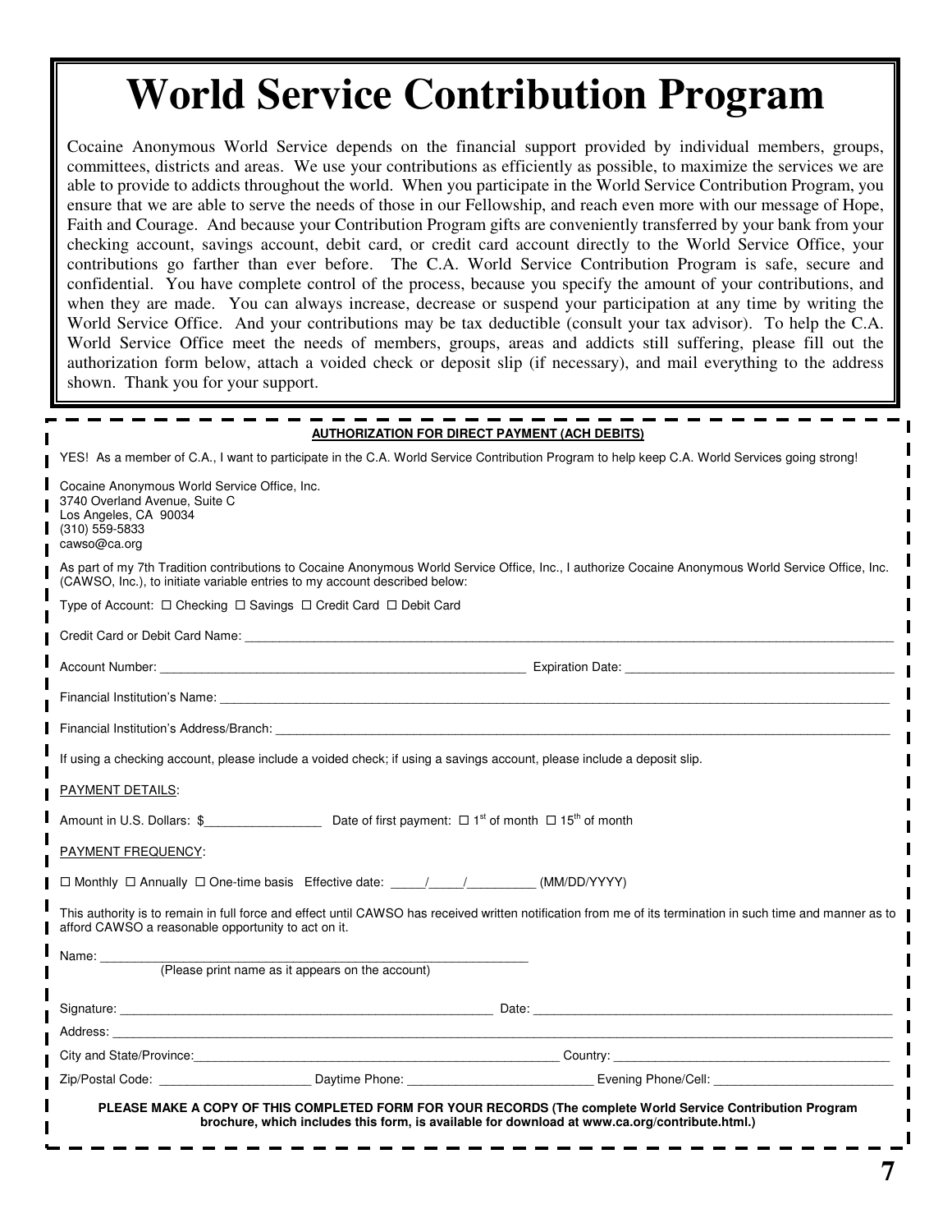# World Service Contribution Program

Cocaine Anonymous World Service depends on the financial support provided by individual members, groups, committees, districts and areas. We use your contributions as efficiently as possible, to maximize the services we are able to provide to addicts throughout the world. When you participate in the World Service Contribution Program, you ensure that we are able to serve the needs of those in our Fellowship, and reach even more with our message of Hope, Faith and Courage. And because your Contribution Program gifts are conveniently transferred by your bank from your checking account, savings account, debit card, or credit card account directly to the World Service Office, your contributions go farther than ever before. The C.A. World Service Contribution Program is safe, secure and confidential. You have complete control of the process, because you specify the amount of your contributions, and when they are made. You can always increase, decrease or suspend your participation at any time by writing the World Service Office. And your contributions may be tax deductible (consult your tax advisor). To help the C.A. World Service Office meet the needs of members, groups, areas and addicts still suffering, please fill out the authorization form below, attach a voided check or deposit slip (if necessary), and mail everything to the address shown. Thank you for your support.

**AUTHORIZATION FOR DIRECT PAYMENT (ACH DEBITS)**

YES! As a member of C.A., I want to participate in the C.A. World Service Contribution Program to help keep C.A. World Services going strong!

Cocaine Anonymous World Service Office, Inc.
3740 Overland Avenue, Suite C
Los Angeles, CA 90034
(310) 559-5833
cawso@ca.org

As part of my 7th Tradition contributions to Cocaine Anonymous World Service Office, Inc., I authorize Cocaine Anonymous World Service Office, Inc. (CAWSO, Inc.), to initiate variable entries to my account described below:

Type of Account: ☐ Checking ☐ Savings ☐ Credit Card ☐ Debit Card

Credit Card or Debit Card Name: ____________________

Account Number: ____________________ Expiration Date: ____________________

Financial Institution's Name: ____________________

Financial Institution's Address/Branch: ____________________

If using a checking account, please include a voided check; if using a savings account, please include a deposit slip.

PAYMENT DETAILS:

Amount in U.S. Dollars: $________________ Date of first payment: ☐ 1st of month ☐ 15th of month

PAYMENT FREQUENCY:

☐ Monthly ☐ Annually ☐ One-time basis Effective date: _____/_____/_________ (MM/DD/YYYY)

This authority is to remain in full force and effect until CAWSO has received written notification from me of its termination in such time and manner as to afford CAWSO a reasonable opportunity to act on it.

Name: ____________________
(Please print name as it appears on the account)

Signature: ____________________ Date: ____________________

Address: ____________________

City and State/Province: ____________________ Country: ____________________

Zip/Postal Code: ____________________ Daytime Phone: ____________________ Evening Phone/Cell: ____________________

**PLEASE MAKE A COPY OF THIS COMPLETED FORM FOR YOUR RECORDS (The complete World Service Contribution Program brochure, which includes this form, is available for download at www.ca.org/contribute.html.)**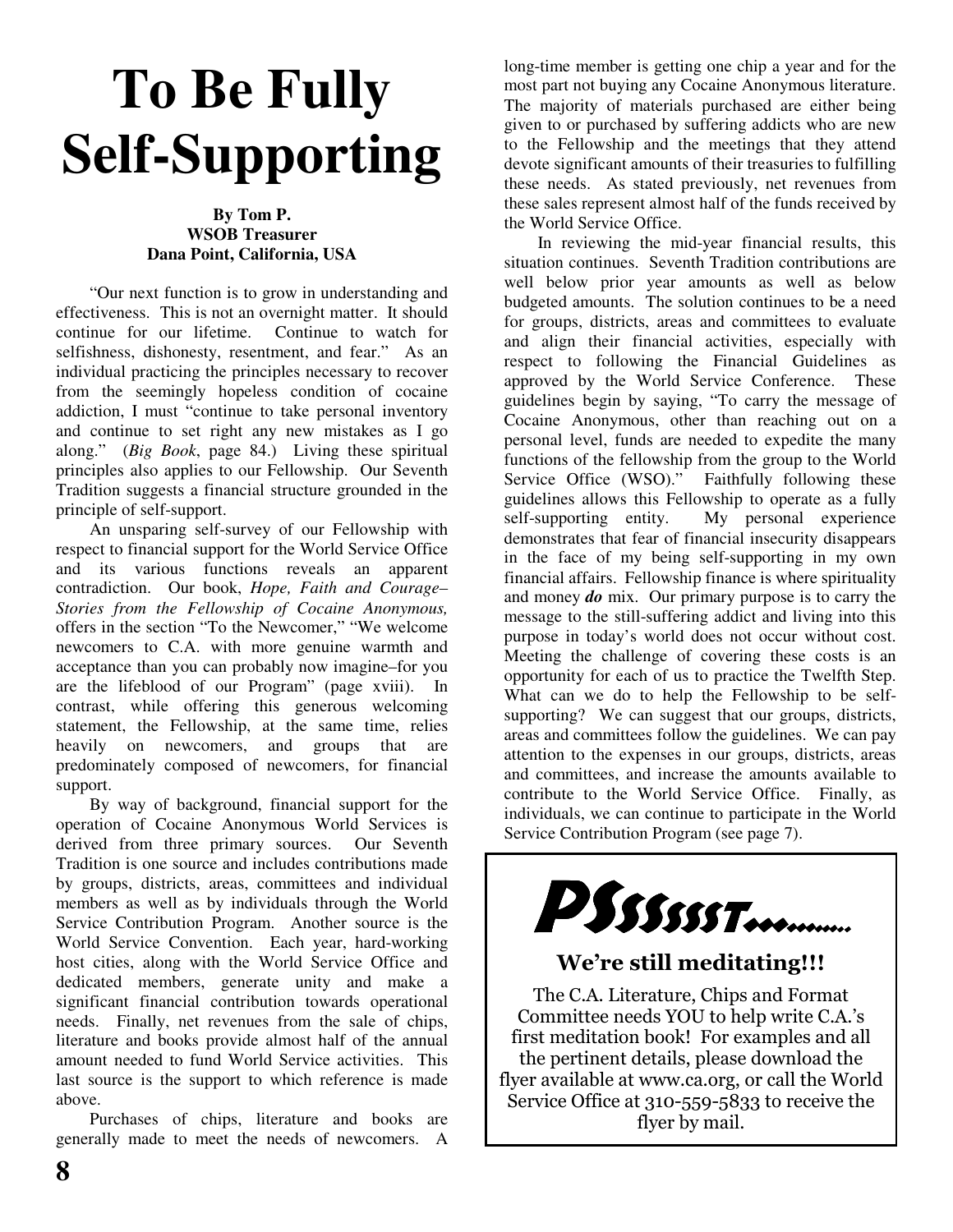# To Be Fully Self-Supporting

**By Tom P.**
**WSOB Treasurer**
**Dana Point, California, USA**

"Our next function is to grow in understanding and effectiveness. This is not an overnight matter. It should continue for our lifetime. Continue to watch for selfishness, dishonesty, resentment, and fear." As an individual practicing the principles necessary to recover from the seemingly hopeless condition of cocaine addiction, I must "continue to take personal inventory and continue to set right any new mistakes as I go along." (*Big Book*, page 84.) Living these spiritual principles also applies to our Fellowship. Our Seventh Tradition suggests a financial structure grounded in the principle of self-support.

An unsparing self-survey of our Fellowship with respect to financial support for the World Service Office and its various functions reveals an apparent contradiction. Our book, *Hope, Faith and Courage–Stories from the Fellowship of Cocaine Anonymous,* offers in the section "To the Newcomer," "We welcome newcomers to C.A. with more genuine warmth and acceptance than you can probably now imagine–for you are the lifeblood of our Program" (page xviii). In contrast, while offering this generous welcoming statement, the Fellowship, at the same time, relies heavily on newcomers, and groups that are predominately composed of newcomers, for financial support.

By way of background, financial support for the operation of Cocaine Anonymous World Services is derived from three primary sources. Our Seventh Tradition is one source and includes contributions made by groups, districts, areas, committees and individual members as well as by individuals through the World Service Contribution Program. Another source is the World Service Convention. Each year, hard-working host cities, along with the World Service Office and dedicated members, generate unity and make a significant financial contribution towards operational needs. Finally, net revenues from the sale of chips, literature and books provide almost half of the annual amount needed to fund World Service activities. This last source is the support to which reference is made above.

Purchases of chips, literature and books are generally made to meet the needs of newcomers. A long-time member is getting one chip a year and for the most part not buying any Cocaine Anonymous literature. The majority of materials purchased are either being given to or purchased by suffering addicts who are new to the Fellowship and the meetings that they attend devote significant amounts of their treasuries to fulfilling these needs. As stated previously, net revenues from these sales represent almost half of the funds received by the World Service Office.

In reviewing the mid-year financial results, this situation continues. Seventh Tradition contributions are well below prior year amounts as well as below budgeted amounts. The solution continues to be a need for groups, districts, areas and committees to evaluate and align their financial activities, especially with respect to following the Financial Guidelines as approved by the World Service Conference. These guidelines begin by saying, "To carry the message of Cocaine Anonymous, other than reaching out on a personal level, funds are needed to expedite the many functions of the fellowship from the group to the World Service Office (WSO)." Faithfully following these guidelines allows this Fellowship to operate as a fully self-supporting entity. My personal experience demonstrates that fear of financial insecurity disappears in the face of my being self-supporting in my own financial affairs. Fellowship finance is where spirituality and money ***do*** mix. Our primary purpose is to carry the message to the still-suffering addict and living into this purpose in today's world does not occur without cost. Meeting the challenge of covering these costs is an opportunity for each of us to practice the Twelfth Step. What can we do to help the Fellowship to be self-supporting? We can suggest that our groups, districts, areas and committees follow the guidelines. We can pay attention to the expenses in our groups, districts, areas and committees, and increase the amounts available to contribute to the World Service Office. Finally, as individuals, we can continue to participate in the World Service Contribution Program (see page 7).

---

**PSSSSSST.........**

**We're still meditating!!!**

The C.A. Literature, Chips and Format Committee needs YOU to help write C.A.'s first meditation book! For examples and all the pertinent details, please download the flyer available at www.ca.org, or call the World Service Office at 310-559-5833 to receive the flyer by mail.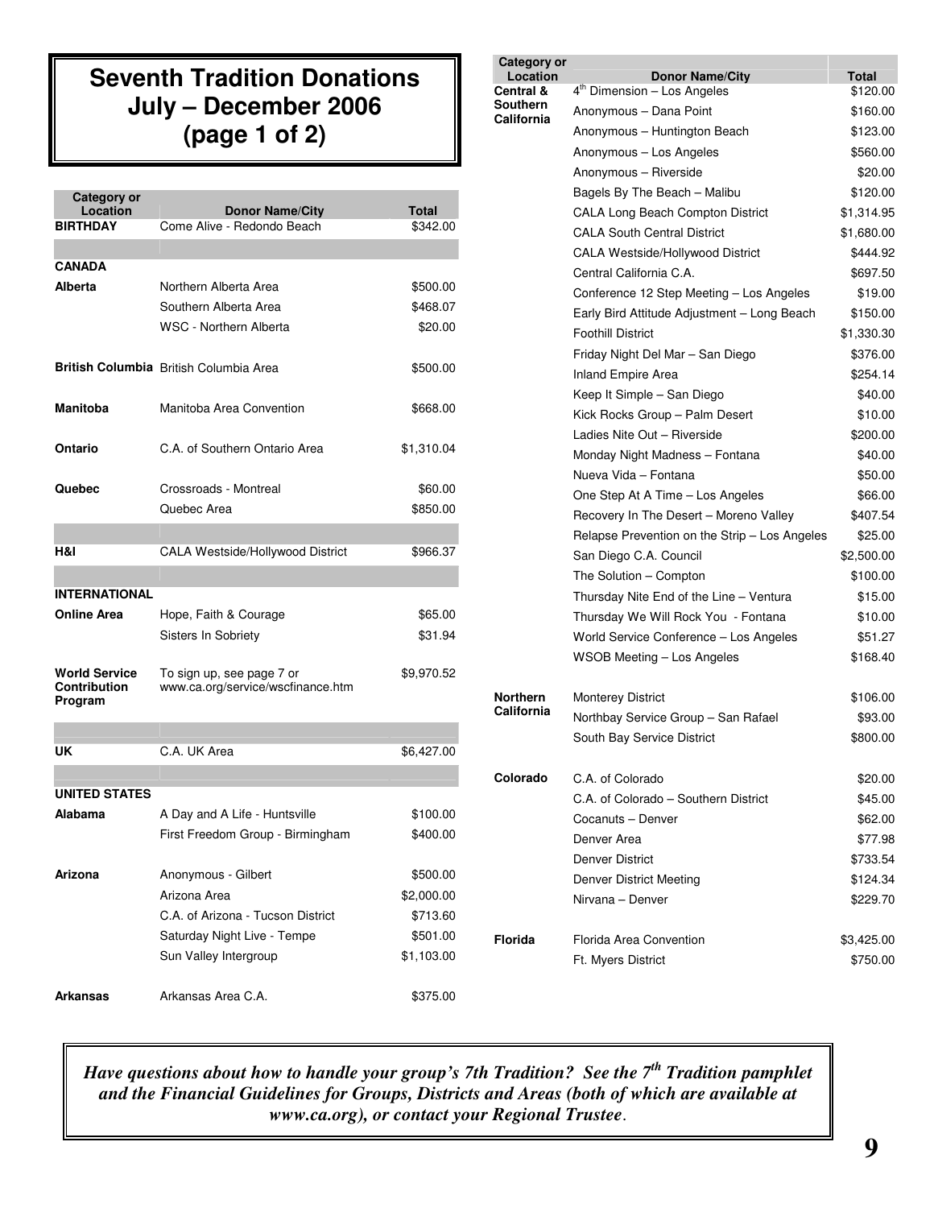# Seventh Tradition Donations July – December 2006 (page 1 of 2)

| Category or Location | Donor Name/City | Total |
|---|---|---|
| **BIRTHDAY** | Come Alive - Redondo Beach | $342.00 |
| | | |
| **CANADA** | | |
| **Alberta** | Northern Alberta Area | $500.00 |
| | Southern Alberta Area | $468.07 |
| | WSC - Northern Alberta | $20.00 |
| **British Columbia** | British Columbia Area | $500.00 |
| **Manitoba** | Manitoba Area Convention | $668.00 |
| **Ontario** | C.A. of Southern Ontario Area | $1,310.04 |
| **Quebec** | Crossroads - Montreal | $60.00 |
| | Quebec Area | $850.00 |
| | | |
| **H&I** | CALA Westside/Hollywood District | $966.37 |
| | | |
| **INTERNATIONAL** | | |
| **Online Area** | Hope, Faith & Courage | $65.00 |
| | Sisters In Sobriety | $31.94 |
| **World Service Contribution Program** | To sign up, see page 7 or www.ca.org/service/wscfinance.htm | $9,970.52 |
| | | |
| **UK** | C.A. UK Area | $6,427.00 |
| | | |
| **UNITED STATES** | | |
| **Alabama** | A Day and A Life - Huntsville | $100.00 |
| | First Freedom Group - Birmingham | $400.00 |
| **Arizona** | Anonymous - Gilbert | $500.00 |
| | Arizona Area | $2,000.00 |
| | C.A. of Arizona - Tucson District | $713.60 |
| | Saturday Night Live - Tempe | $501.00 |
| | Sun Valley Intergroup | $1,103.00 |
| **Arkansas** | Arkansas Area C.A. | $375.00 |
| **Central & Southern California** | 4th Dimension – Los Angeles | $120.00 |
| | Anonymous – Dana Point | $160.00 |
| | Anonymous – Huntington Beach | $123.00 |
| | Anonymous – Los Angeles | $560.00 |
| | Anonymous – Riverside | $20.00 |
| | Bagels By The Beach – Malibu | $120.00 |
| | CALA Long Beach Compton District | $1,314.95 |
| | CALA South Central District | $1,680.00 |
| | CALA Westside/Hollywood District | $444.92 |
| | Central California C.A. | $697.50 |
| | Conference 12 Step Meeting – Los Angeles | $19.00 |
| | Early Bird Attitude Adjustment – Long Beach | $150.00 |
| | Foothill District | $1,330.30 |
| | Friday Night Del Mar – San Diego | $376.00 |
| | Inland Empire Area | $254.14 |
| | Keep It Simple – San Diego | $40.00 |
| | Kick Rocks Group – Palm Desert | $10.00 |
| | Ladies Nite Out – Riverside | $200.00 |
| | Monday Night Madness – Fontana | $40.00 |
| | Nueva Vida – Fontana | $50.00 |
| | One Step At A Time – Los Angeles | $66.00 |
| | Recovery In The Desert – Moreno Valley | $407.54 |
| | Relapse Prevention on the Strip – Los Angeles | $25.00 |
| | San Diego C.A. Council | $2,500.00 |
| | The Solution – Compton | $100.00 |
| | Thursday Nite End of the Line – Ventura | $15.00 |
| | Thursday We Will Rock You - Fontana | $10.00 |
| | World Service Conference – Los Angeles | $51.27 |
| | WSOB Meeting – Los Angeles | $168.40 |
| **Northern California** | Monterey District | $106.00 |
| | Northbay Service Group – San Rafael | $93.00 |
| | South Bay Service District | $800.00 |
| **Colorado** | C.A. of Colorado | $20.00 |
| | C.A. of Colorado – Southern District | $45.00 |
| | Cocanuts – Denver | $62.00 |
| | Denver Area | $77.98 |
| | Denver District | $733.54 |
| | Denver District Meeting | $124.34 |
| | Nirvana – Denver | $229.70 |
| **Florida** | Florida Area Convention | $3,425.00 |
| | Ft. Myers District | $750.00 |

***Have questions about how to handle your group's 7th Tradition? See the 7th Tradition pamphlet and the Financial Guidelines for Groups, Districts and Areas (both of which are available at www.ca.org), or contact your Regional Trustee.***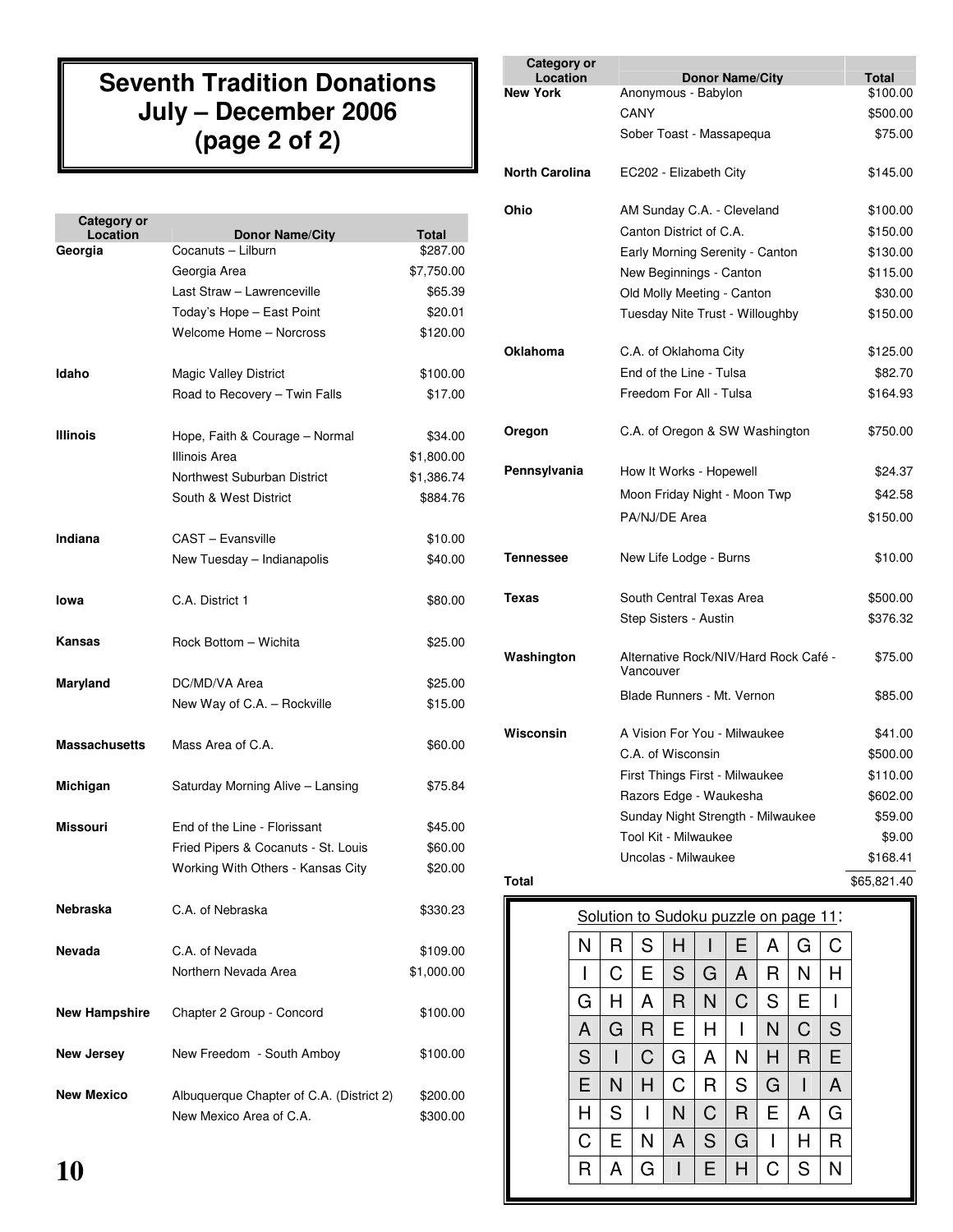# Seventh Tradition Donations July – December 2006 (page 2 of 2)

| Category or Location | Donor Name/City | Total |
|---|---|---|
| Georgia | Cocanuts – Lilburn | $287.00 |
| | Georgia Area | $7,750.00 |
| | Last Straw – Lawrenceville | $65.39 |
| | Today's Hope – East Point | $20.01 |
| | Welcome Home – Norcross | $120.00 |
| Idaho | Magic Valley District | $100.00 |
| | Road to Recovery – Twin Falls | $17.00 |
| Illinois | Hope, Faith & Courage – Normal | $34.00 |
| | Illinois Area | $1,800.00 |
| | Northwest Suburban District | $1,386.74 |
| | South & West District | $884.76 |
| Indiana | CAST – Evansville | $10.00 |
| | New Tuesday – Indianapolis | $40.00 |
| Iowa | C.A. District 1 | $80.00 |
| Kansas | Rock Bottom – Wichita | $25.00 |
| Maryland | DC/MD/VA Area | $25.00 |
| | New Way of C.A. – Rockville | $15.00 |
| Massachusetts | Mass Area of C.A. | $60.00 |
| Michigan | Saturday Morning Alive – Lansing | $75.84 |
| Missouri | End of the Line - Florissant | $45.00 |
| | Fried Pipers & Cocanuts - St. Louis | $60.00 |
| | Working With Others - Kansas City | $20.00 |
| Nebraska | C.A. of Nebraska | $330.23 |
| Nevada | C.A. of Nevada | $109.00 |
| | Northern Nevada Area | $1,000.00 |
| New Hampshire | Chapter 2 Group - Concord | $100.00 |
| New Jersey | New Freedom - South Amboy | $100.00 |
| New Mexico | Albuquerque Chapter of C.A. (District 2) | $200.00 |
| | New Mexico Area of C.A. | $300.00 |
| New York | Anonymous - Babylon | $100.00 |
| | CANY | $500.00 |
| | Sober Toast - Massapequa | $75.00 |
| North Carolina | EC202 - Elizabeth City | $145.00 |
| Ohio | AM Sunday C.A. - Cleveland | $100.00 |
| | Canton District of C.A. | $150.00 |
| | Early Morning Serenity - Canton | $130.00 |
| | New Beginnings - Canton | $115.00 |
| | Old Molly Meeting - Canton | $30.00 |
| | Tuesday Nite Trust - Willoughby | $150.00 |
| Oklahoma | C.A. of Oklahoma City | $125.00 |
| | End of the Line - Tulsa | $82.70 |
| | Freedom For All - Tulsa | $164.93 |
| Oregon | C.A. of Oregon & SW Washington | $750.00 |
| Pennsylvania | How It Works - Hopewell | $24.37 |
| | Moon Friday Night - Moon Twp | $42.58 |
| | PA/NJ/DE Area | $150.00 |
| Tennessee | New Life Lodge - Burns | $10.00 |
| Texas | South Central Texas Area | $500.00 |
| | Step Sisters - Austin | $376.32 |
| Washington | Alternative Rock/NIV/Hard Rock Café - Vancouver | $75.00 |
| | Blade Runners - Mt. Vernon | $85.00 |
| Wisconsin | A Vision For You - Milwaukee | $41.00 |
| | C.A. of Wisconsin | $500.00 |
| | First Things First - Milwaukee | $110.00 |
| | Razors Edge - Waukesha | $602.00 |
| | Sunday Night Strength - Milwaukee | $59.00 |
| | Tool Kit - Milwaukee | $9.00 |
| | Uncolas - Milwaukee | $168.41 |
| **Total** | | $65,821.40 |

Solution to Sudoku puzzle on page 11:

| | | | | | | | | |
|---|---|---|---|---|---|---|---|---|
| N | R | S | H | I | E | A | G | C |
| I | C | E | S | G | A | R | N | H |
| G | H | A | R | N | C | S | E | I |
| A | G | R | E | H | I | N | C | S |
| S | I | C | G | A | N | H | R | E |
| E | N | H | C | R | S | G | I | A |
| H | S | I | N | C | R | E | A | G |
| C | E | N | A | S | G | I | H | R |
| R | A | G | I | E | H | C | S | N |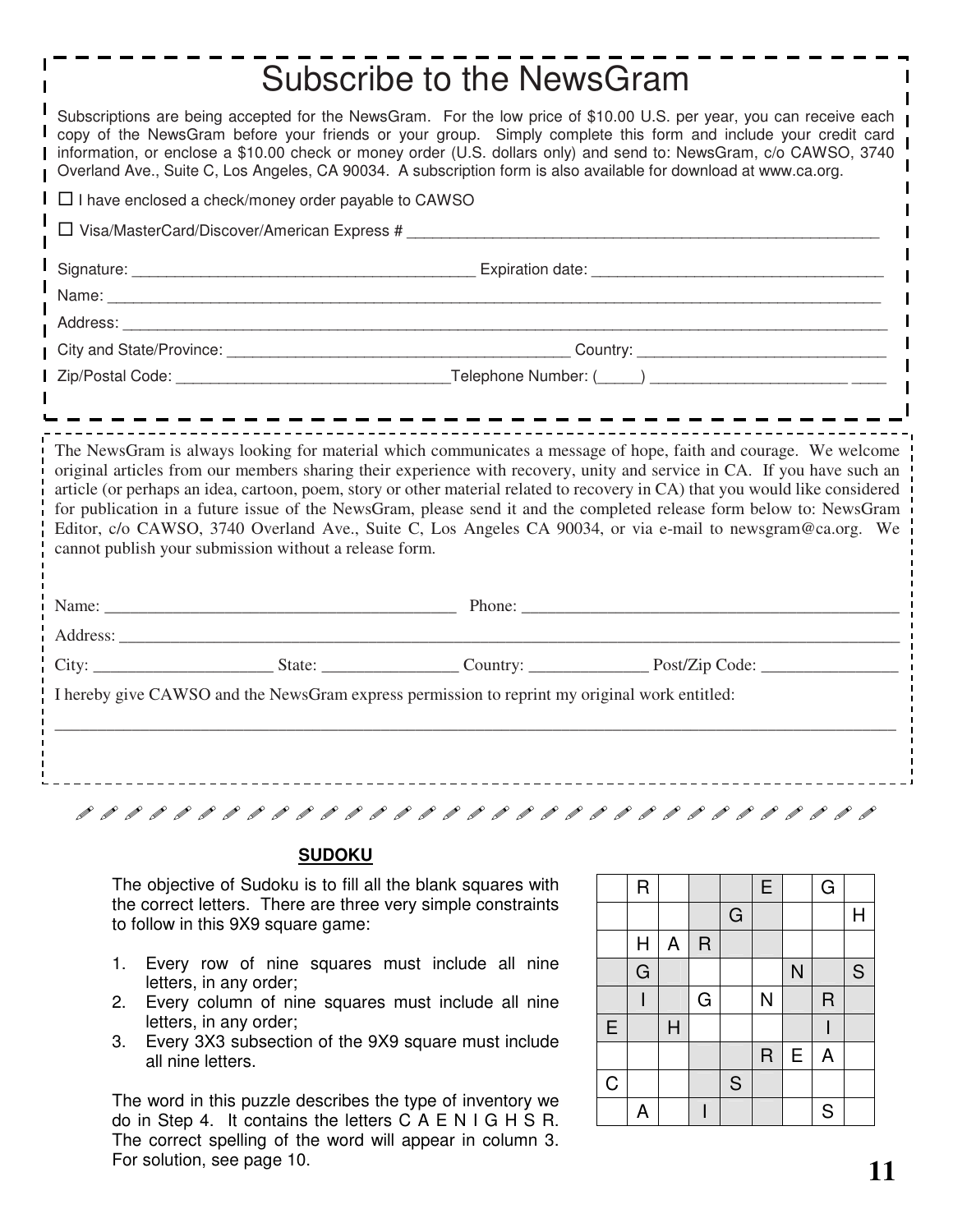# Subscribe to the NewsGram

Subscriptions are being accepted for the NewsGram. For the low price of $10.00 U.S. per year, you can receive each copy of the NewsGram before your friends or your group. Simply complete this form and include your credit card information, or enclose a $10.00 check or money order (U.S. dollars only) and send to: NewsGram, c/o CAWSO, 3740 Overland Ave., Suite C, Los Angeles, CA 90034. A subscription form is also available for download at www.ca.org.

☐ I have enclosed a check/money order payable to CAWSO

☐ Visa/MasterCard/Discover/American Express # ______________________________________________________

Signature: ________________________________________ Expiration date: __________________________________

Name: ______________________________________________________________________________________________

Address: ____________________________________________________________________________________________

City and State/Province: ________________________________________ Country: _____________________________

Zip/Postal Code: ________________________________Telephone Number: (_____) _______________________ ____

---

The NewsGram is always looking for material which communicates a message of hope, faith and courage. We welcome original articles from our members sharing their experience with recovery, unity and service in CA. If you have such an article (or perhaps an idea, cartoon, poem, story or other material related to recovery in CA) that you would like considered for publication in a future issue of the NewsGram, please send it and the completed release form below to: NewsGram Editor, c/o CAWSO, 3740 Overland Ave., Suite C, Los Angeles CA 90034, or via e-mail to newsgram@ca.org. We cannot publish your submission without a release form.

Name: __________________________________________ Phone: ____________________________________________

Address: _____________________________________________________________________________________________

City: ____________________ State: _______________ Country: _____________ Post/Zip Code: _______________

I hereby give CAWSO and the NewsGram express permission to reprint my original work entitled:

______________________________________________________________________________________________________

---

## SUDOKU

The objective of Sudoku is to fill all the blank squares with the correct letters. There are three very simple constraints to follow in this 9X9 square game:

1. Every row of nine squares must include all nine letters, in any order;
2. Every column of nine squares must include all nine letters, in any order;
3. Every 3X3 subsection of the 9X9 square must include all nine letters.

The word in this puzzle describes the type of inventory we do in Step 4. It contains the letters C A E N I G H S R. The correct spelling of the word will appear in column 3. For solution, see page 10.

| | | | | | | | | |
|---|---|---|---|---|---|---|---|---|
| | R | | | | E | | G | |
| | | | | G | | | | H |
| | H | A | R | | | | | |
| | G | | | | | N | | S |
| | I | | G | | N | | R | |
| E | | H | | | | | I | |
| | | | | | R | E | A | |
| C | | | | S | | | | |
| | A | | I | | | | S | |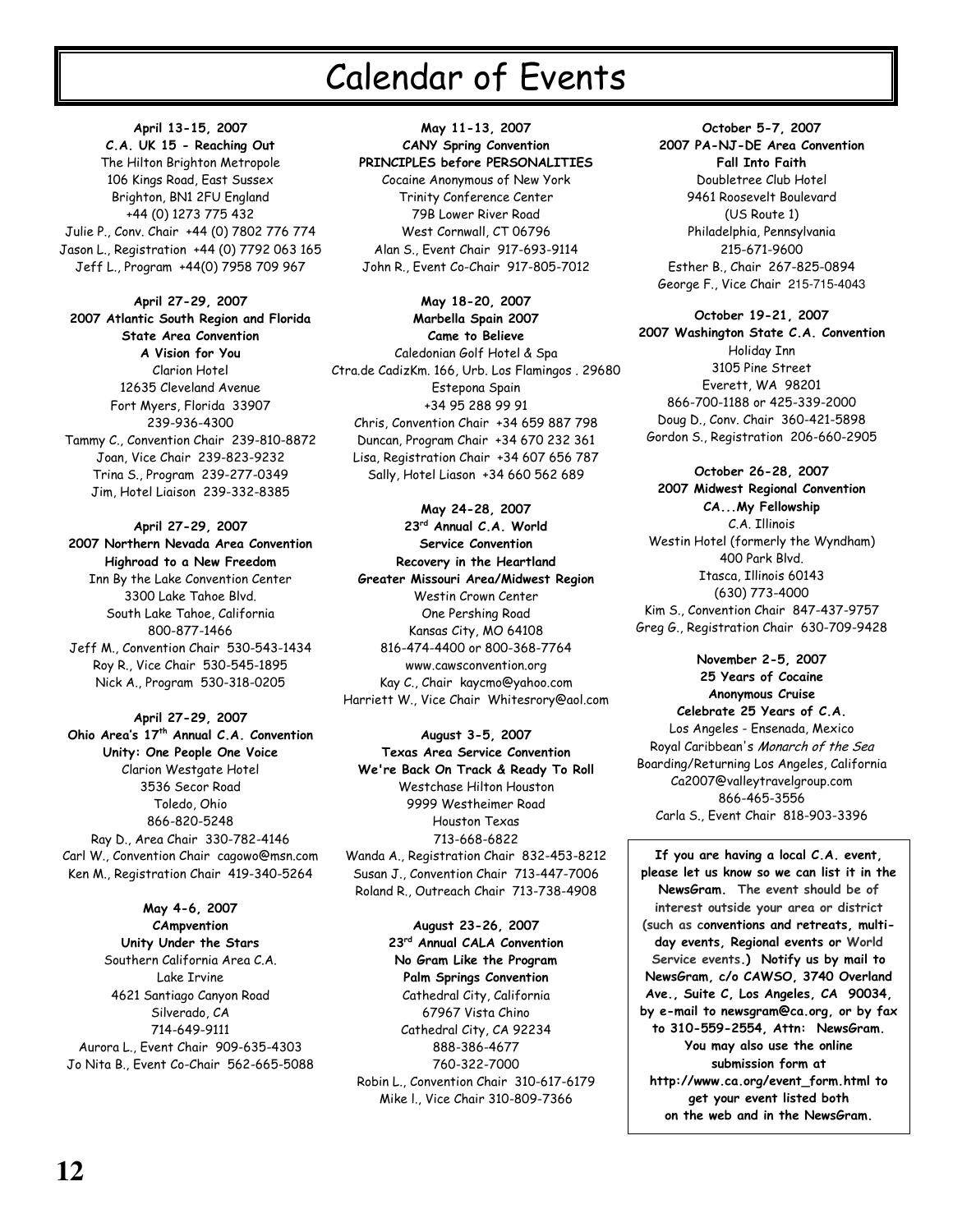# Calendar of Events

**April 13-15, 2007**
**C.A. UK 15 - Reaching Out**
The Hilton Brighton Metropole
106 Kings Road, East Sussex
Brighton, BN1 2FU England
+44 (0) 1273 775 432
Julie P., Conv. Chair +44 (0) 7802 776 774
Jason L., Registration +44 (0) 7792 063 165
Jeff L., Program +44(0) 7958 709 967

**April 27-29, 2007**
**2007 Atlantic South Region and Florida State Area Convention**
**A Vision for You**
Clarion Hotel
12635 Cleveland Avenue
Fort Myers, Florida 33907
239-936-4300
Tammy C., Convention Chair 239-810-8872
Joan, Vice Chair 239-823-9232
Trina S., Program 239-277-0349
Jim, Hotel Liaison 239-332-8385

**April 27-29, 2007**
**2007 Northern Nevada Area Convention**
**Highroad to a New Freedom**
Inn By the Lake Convention Center
3300 Lake Tahoe Blvd.
South Lake Tahoe, California
800-877-1466
Jeff M., Convention Chair 530-543-1434
Roy R., Vice Chair 530-545-1895
Nick A., Program 530-318-0205

**April 27-29, 2007**
**Ohio Area's 17th Annual C.A. Convention**
**Unity: One People One Voice**
Clarion Westgate Hotel
3536 Secor Road
Toledo, Ohio
866-820-5248
Ray D., Area Chair 330-782-4146
Carl W., Convention Chair cagowo@msn.com
Ken M., Registration Chair 419-340-5264

**May 4-6, 2007**
**CAmpvention**
**Unity Under the Stars**
Southern California Area C.A.
Lake Irvine
4621 Santiago Canyon Road
Silverado, CA
714-649-9111
Aurora L., Event Chair 909-635-4303
Jo Nita B., Event Co-Chair 562-665-5088

**May 11-13, 2007**
**CANY Spring Convention**
**PRINCIPLES before PERSONALITIES**
Cocaine Anonymous of New York
Trinity Conference Center
79B Lower River Road
West Cornwall, CT 06796
Alan S., Event Chair 917-693-9114
John R., Event Co-Chair 917-805-7012

**May 18-20, 2007**
**Marbella Spain 2007**
**Came to Believe**
Caledonian Golf Hotel & Spa
Ctra.de CadizKm. 166, Urb. Los Flamingos . 29680
Estepona Spain
+34 95 288 99 91
Chris, Convention Chair +34 659 887 798
Duncan, Program Chair +34 670 232 361
Lisa, Registration Chair +34 607 656 787
Sally, Hotel Liason +34 660 562 689

**May 24-28, 2007**
**23rd Annual C.A. World Service Convention**
**Recovery in the Heartland**
**Greater Missouri Area/Midwest Region**
Westin Crown Center
One Pershing Road
Kansas City, MO 64108
816-474-4400 or 800-368-7764
www.cawsconvention.org
Kay C., Chair kaycmo@yahoo.com
Harriett W., Vice Chair Whitesrory@aol.com

**August 3-5, 2007**
**Texas Area Service Convention**
**We're Back On Track & Ready To Roll**
Westchase Hilton Houston
9999 Westheimer Road
Houston Texas
713-668-6822
Wanda A., Registration Chair 832-453-8212
Susan J., Convention Chair 713-447-7006
Roland R., Outreach Chair 713-738-4908

**August 23-26, 2007**
**23rd Annual CALA Convention**
**No Gram Like the Program**
**Palm Springs Convention**
Cathedral City, California
67967 Vista Chino
Cathedral City, CA 92234
888-386-4677
760-322-7000
Robin L., Convention Chair 310-617-6179
Mike l., Vice Chair 310-809-7366

**October 5-7, 2007**
**2007 PA-NJ-DE Area Convention**
**Fall Into Faith**
Doubletree Club Hotel
9461 Roosevelt Boulevard
(US Route 1)
Philadelphia, Pennsylvania
215-671-9600
Esther B., Chair 267-825-0894
George F., Vice Chair 215-715-4043

**October 19-21, 2007**
**2007 Washington State C.A. Convention**
Holiday Inn
3105 Pine Street
Everett, WA 98201
866-700-1188 or 425-339-2000
Doug D., Conv. Chair 360-421-5898
Gordon S., Registration 206-660-2905

**October 26-28, 2007**
**2007 Midwest Regional Convention**
**CA...My Fellowship**
C.A. Illinois
Westin Hotel (formerly the Wyndham)
400 Park Blvd.
Itasca, Illinois 60143
(630) 773-4000
Kim S., Convention Chair 847-437-9757
Greg G., Registration Chair 630-709-9428

**November 2-5, 2007**
**25 Years of Cocaine Anonymous Cruise**
**Celebrate 25 Years of C.A.**
Los Angeles - Ensenada, Mexico
Royal Caribbean's *Monarch of the Sea*
Boarding/Returning Los Angeles, California
Ca2007@valleytravelgroup.com
866-465-3556
Carla S., Event Chair 818-903-3396

**If you are having a local C.A. event, please let us know so we can list it in the NewsGram. The event should be of interest outside your area or district (such as conventions and retreats, multi-day events, Regional events or World Service events.) Notify us by mail to NewsGram, c/o CAWSO, 3740 Overland Ave., Suite C, Los Angeles, CA 90034, by e-mail to newsgram@ca.org, or by fax to 310-559-2554, Attn: NewsGram. You may also use the online submission form at http://www.ca.org/event_form.html to get your event listed both on the web and in the NewsGram.**